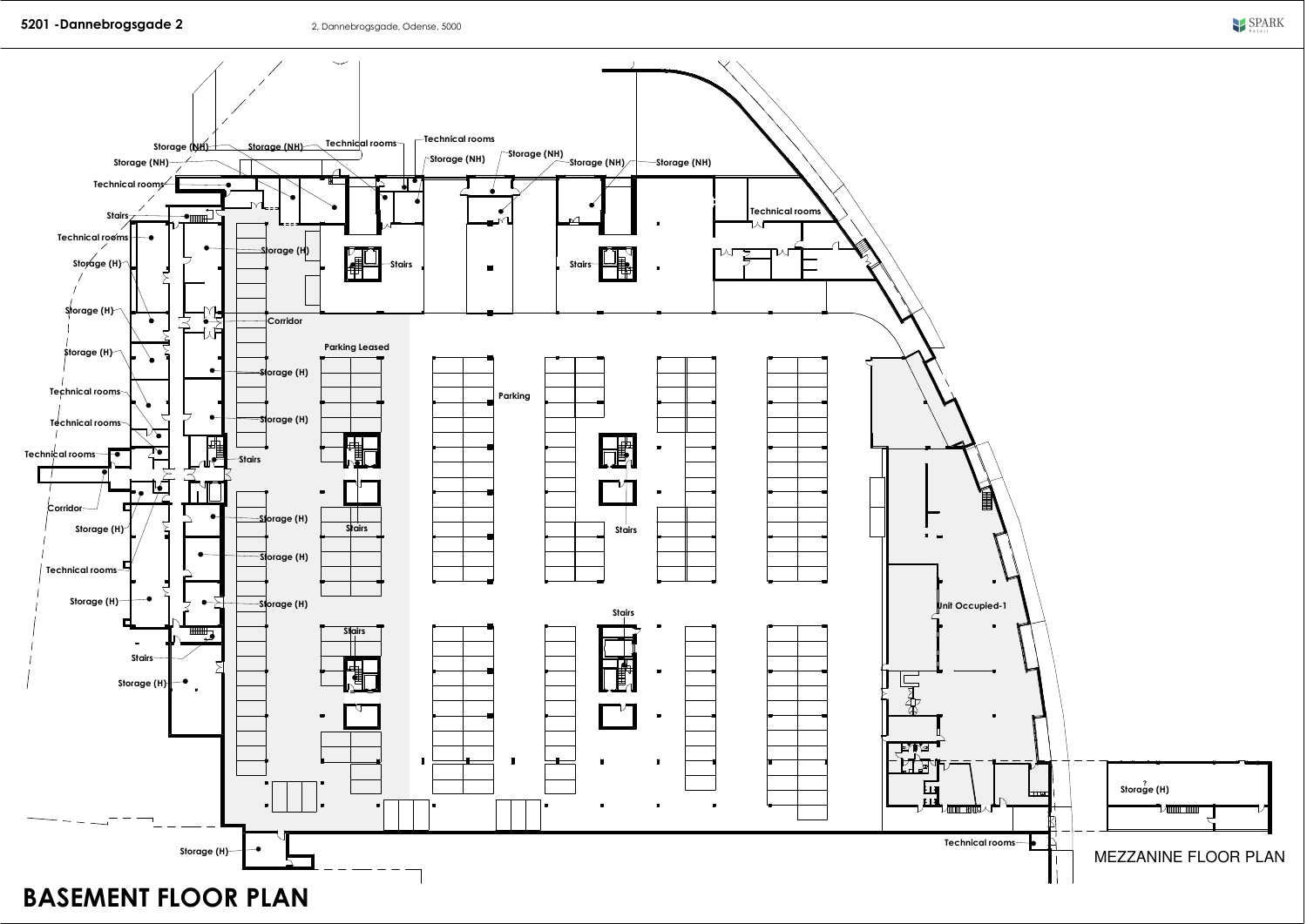# 5201 -Dannebrogsgade 2

2, Dannebrogsgade, Odense, 5000

Storage (NH)
Storage (NH)
Technical rooms
Technical rooms
Storage (NH)
Storage (NH)
Storage (NH)
Storage (NH)
Storage (NH)
Technical rooms
Stairs
Technical rooms
Technical rooms
Storage (H)
Stairs
Stairs
Storage (H)
Storage (H)
Corridor
Storage (H)
Parking Leased
Technical rooms
Storage (H)
Parking
Technical rooms
Storage (H)
Technical rooms
Stairs
Corridor
Storage (H)
Stairs
Stairs
Storage (H)
Storage (H)
Technical rooms
Unit Occupied-1
Storage (H)
Storage (H)
Stairs
Stairs
Stairs
Storage (H)
?
Storage (H)
Storage (H)
Technical rooms

MEZZANINE FLOOR PLAN

# BASEMENT FLOOR PLAN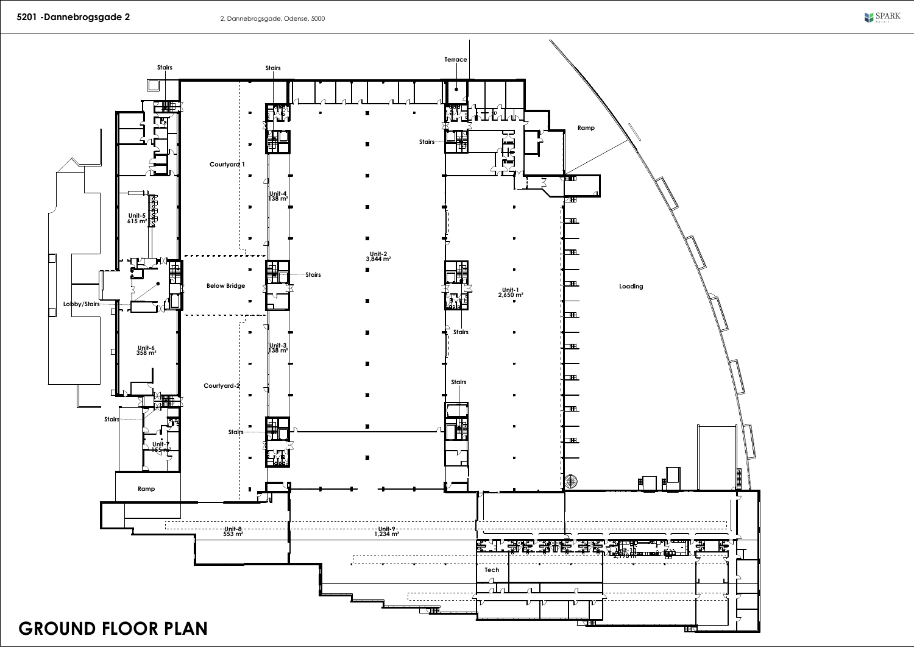**5201 -Dannebrogsgade 2**

2, Dannebrogsgade, Odense, 5000

Stairs

Stairs

Terrace

Stairs

Ramp

Courtyard 1

Unit-4
138 m²

Unit-5
615 m²

Unit-2
3,844 m²

Stairs

Below Bridge

Unit-1
2,650 m²

Loading

Lobby/Stairs

Stairs

Unit-6
358 m²

Unit-3
138 m²

Stairs

Courtyard-2

Stairs

Stairs

Unit-7
165 m²

Ramp

Unit-8
553 m²

Unit-9
1,234 m²

Unit-10
2,118 m²

Tech

# GROUND FLOOR PLAN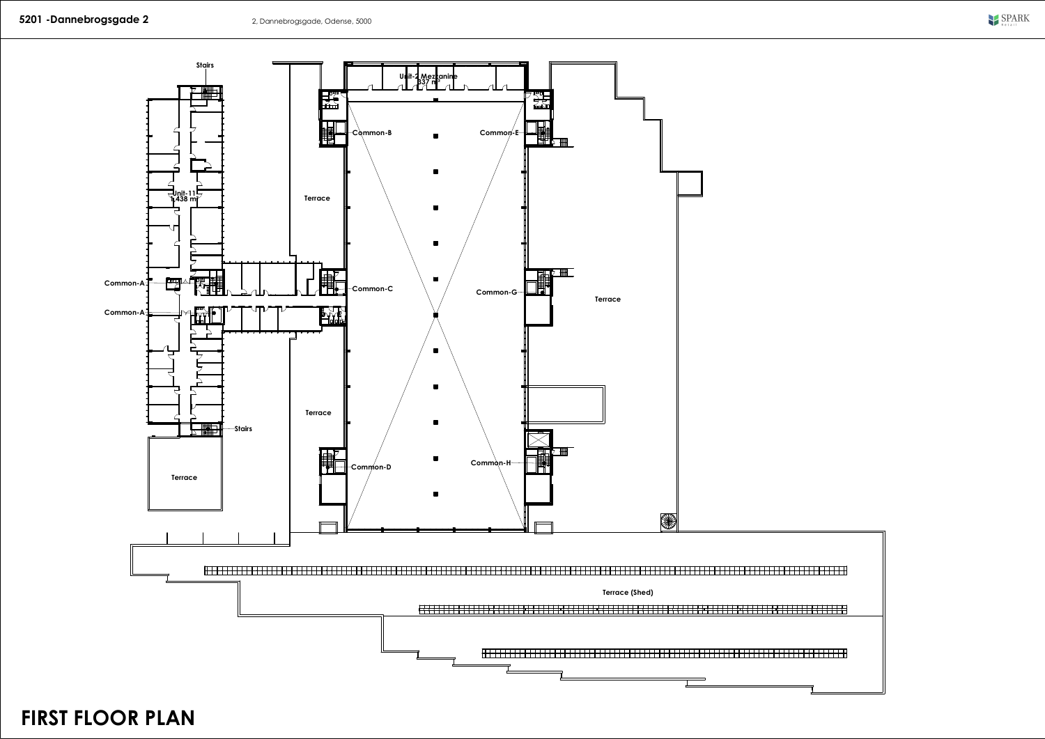**5201 -Dannebrogsgade 2**

2, Dannebrogsgade, Odense, 5000

Stairs

Unit-2 Mezzanine
337 m²

Common-B

Common-E

Terrace

Unit-11
1,438 m²

Common-A

Common-A

Common-C

Common-G

Terrace

Terrace

Stairs

Terrace

Common-D

Common-H

Terrace (Shed)

# FIRST FLOOR PLAN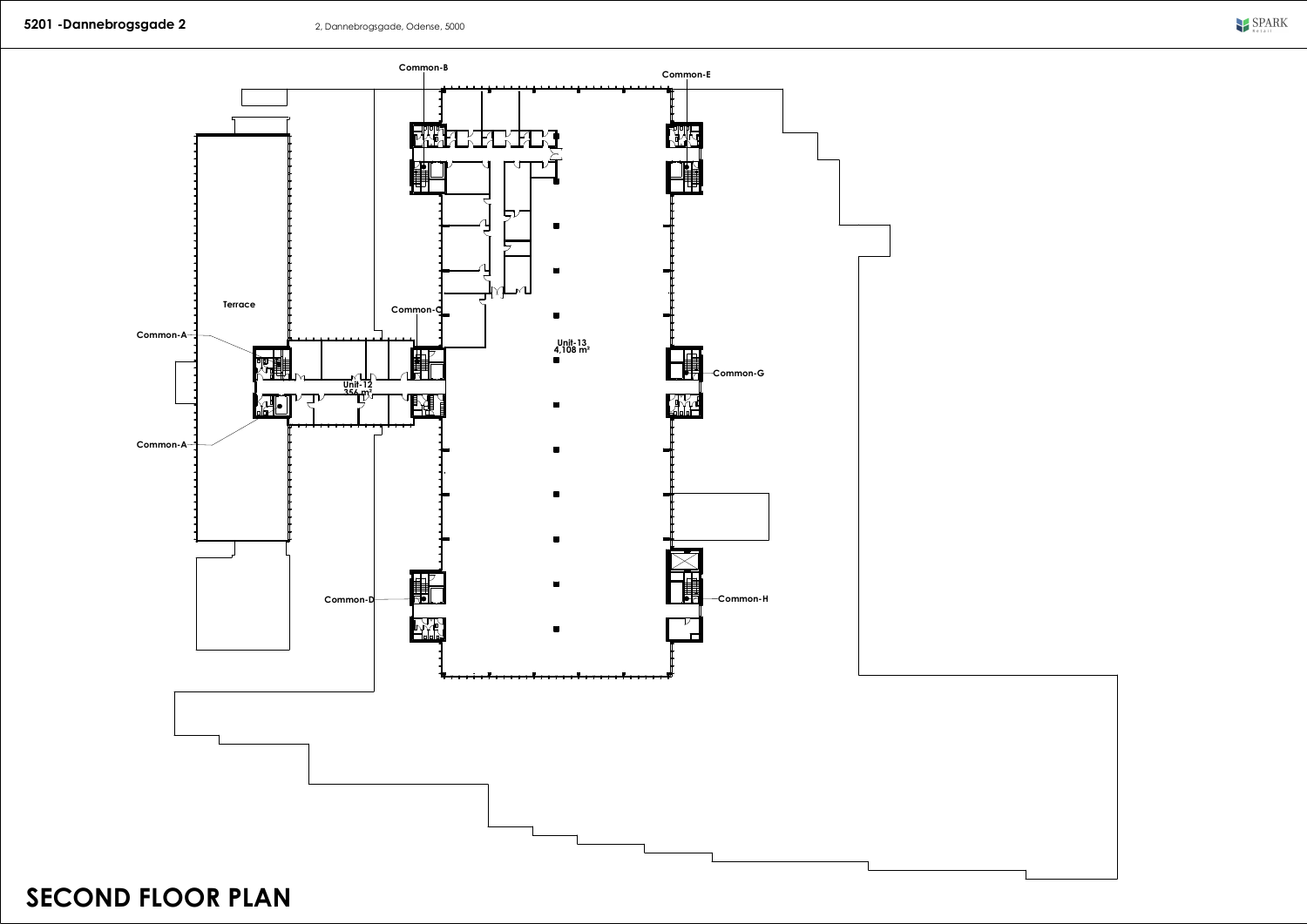**5201 -Dannebrogsgade 2**

2, Dannebrogsgade, Odense, 5000

Common-B

Common-E

Terrace

Common-C

Common-A

Unit-13
4,108 m²

Unit-12
356 m²

Common-G

Common-A

Common-D

Common-H

# SECOND FLOOR PLAN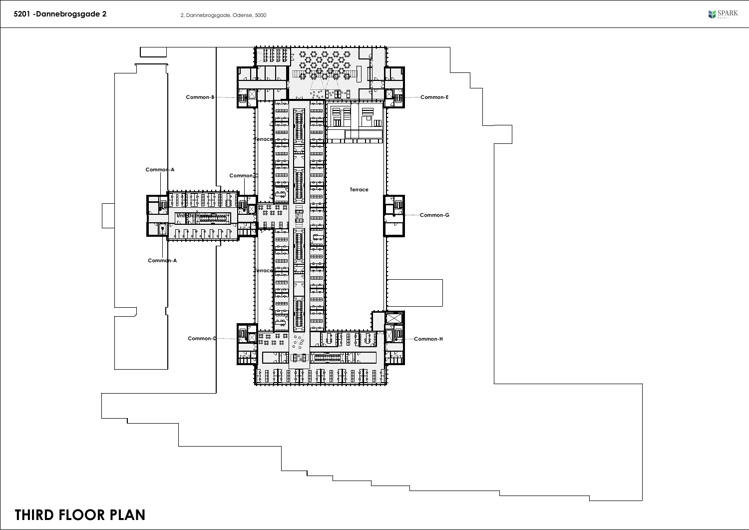5201 -Dannebrogsgade 2

2, Dannebrogsgade, Odense, 5000

Common-B

Common-E

Terrace

Common-A

Common-C

Terrace

Common-G

Unit

Common-A

Terrace

Common-D

Common-H

# THIRD FLOOR PLAN